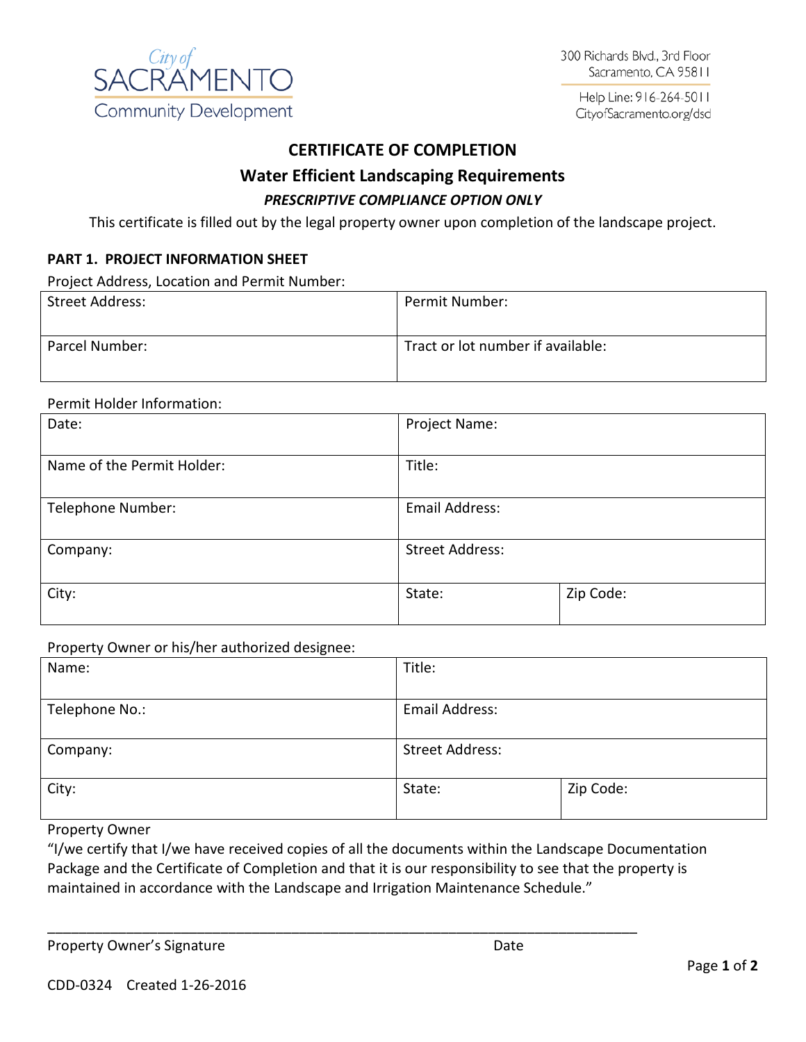City of SACRAMENTO Community Development

300 Richards Blvd., 3rd Floor
Sacramento, CA 95811

Help Line: 916-264-5011
CityofSacramento.org/dsd

# CERTIFICATE OF COMPLETION

## Water Efficient Landscaping Requirements

***PRESCRIPTIVE COMPLIANCE OPTION ONLY***

This certificate is filled out by the legal property owner upon completion of the landscape project.

**PART 1. PROJECT INFORMATION SHEET**

Project Address, Location and Permit Number:

| Street Address: | Permit Number: |
|---|---|
| Parcel Number: | Tract or lot number if available: |

Permit Holder Information:

| Date: | Project Name: | |
|---|---|---|
| Name of the Permit Holder: | Title: | |
| Telephone Number: | Email Address: | |
| Company: | Street Address: | |
| City: | State: | Zip Code: |

Property Owner or his/her authorized designee:

| Name: | Title: | |
|---|---|---|
| Telephone No.: | Email Address: | |
| Company: | Street Address: | |
| City: | State: | Zip Code: |

Property Owner

"I/we certify that I/we have received copies of all the documents within the Landscape Documentation Package and the Certificate of Completion and that it is our responsibility to see that the property is maintained in accordance with the Landscape and Irrigation Maintenance Schedule."

_______________________________________________________________________________

Property Owner's Signature Date

CDD-0324 Created 1-26-2016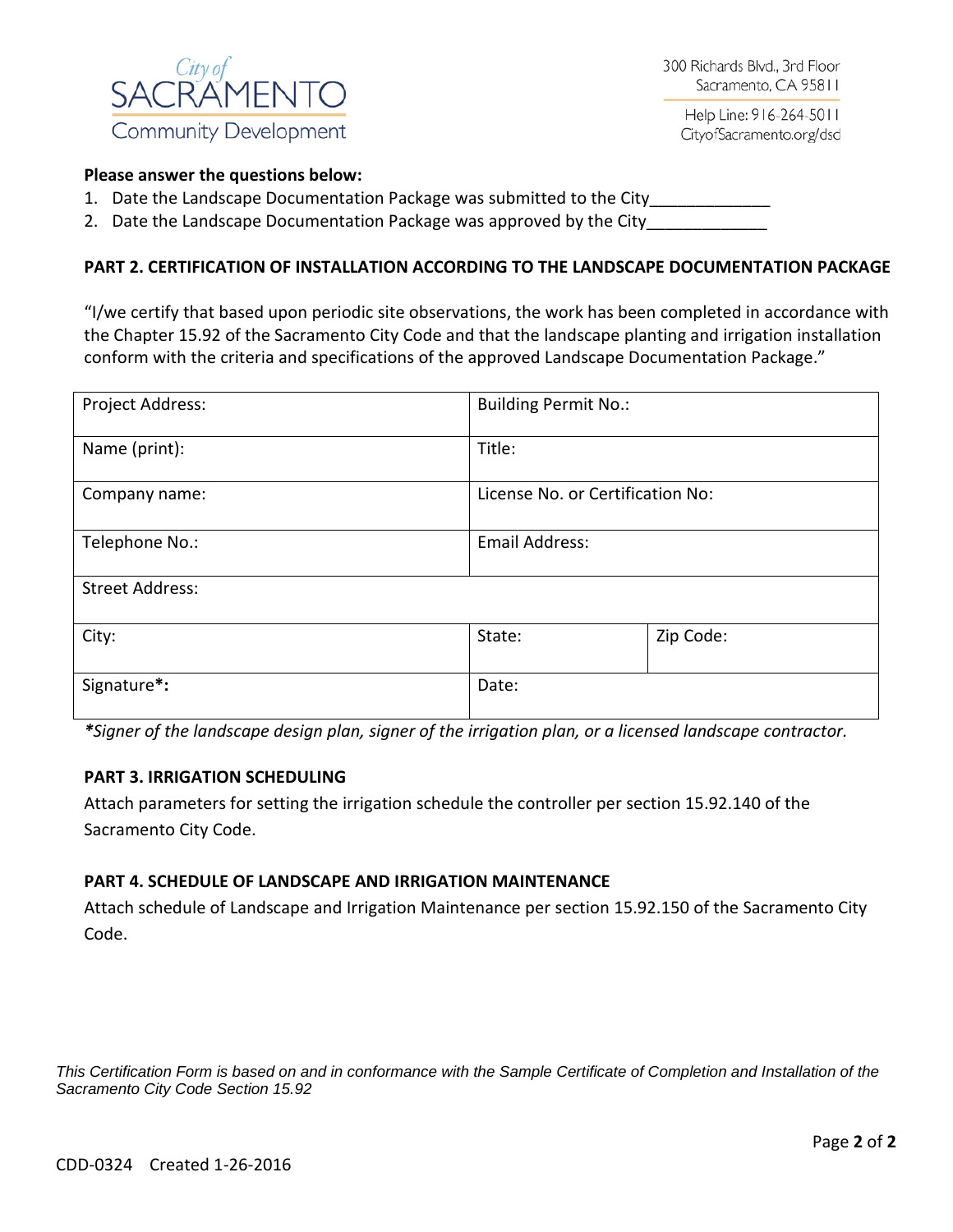City of SACRAMENTO Community Development

300 Richards Blvd., 3rd Floor
Sacramento, CA 95811

Help Line: 916-264-5011
CityofSacramento.org/dsd

**Please answer the questions below:**

1. Date the Landscape Documentation Package was submitted to the City_____________
2. Date the Landscape Documentation Package was approved by the City_____________

**PART 2. CERTIFICATION OF INSTALLATION ACCORDING TO THE LANDSCAPE DOCUMENTATION PACKAGE**

"I/we certify that based upon periodic site observations, the work has been completed in accordance with the Chapter 15.92 of the Sacramento City Code and that the landscape planting and irrigation installation conform with the criteria and specifications of the approved Landscape Documentation Package."

| | | |
|---|---|---|
| Project Address: | Building Permit No.: | |
| Name (print): | Title: | |
| Company name: | License No. or Certification No: | |
| Telephone No.: | Email Address: | |
| Street Address: | | |
| City: | State: | Zip Code: |
| Signature*: | Date: | |

*\*Signer of the landscape design plan, signer of the irrigation plan, or a licensed landscape contractor.*

**PART 3. IRRIGATION SCHEDULING**

Attach parameters for setting the irrigation schedule the controller per section 15.92.140 of the Sacramento City Code.

**PART 4. SCHEDULE OF LANDSCAPE AND IRRIGATION MAINTENANCE**

Attach schedule of Landscape and Irrigation Maintenance per section 15.92.150 of the Sacramento City Code.

*This Certification Form is based on and in conformance with the Sample Certificate of Completion and Installation of the Sacramento City Code Section 15.92*

CDD-0324 Created 1-26-2016